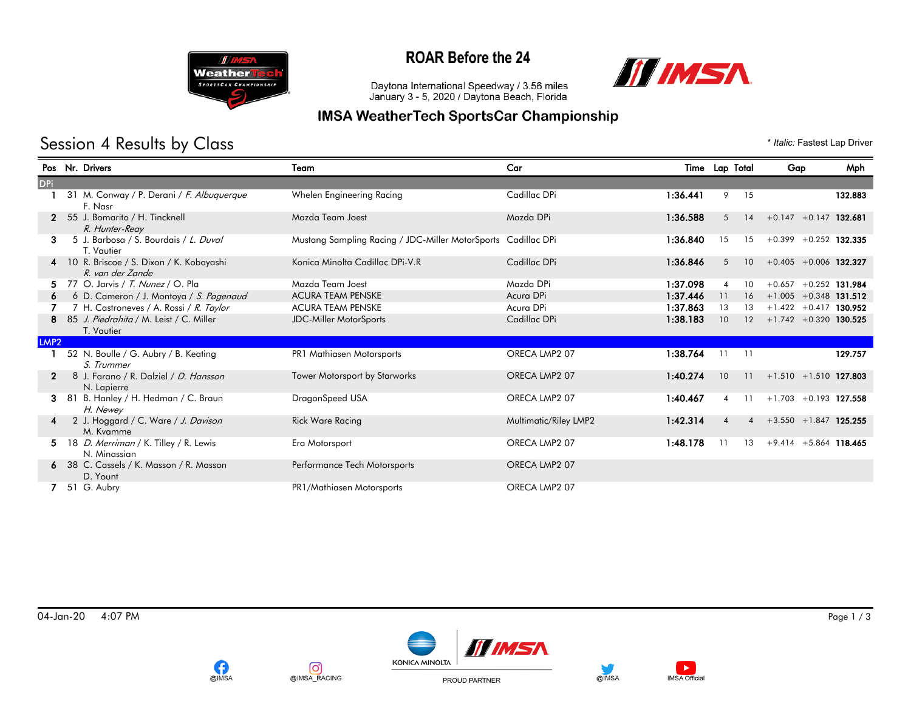# ROAR Before the 24

Daytona International Speedway / 3.56 miles
January 3 - 5, 2020 / Daytona Beach, Florida

## IMSA WeatherTech SportsCar Championship

## Session 4 Results by Class

\* *Italic:* Fastest Lap Driver

| Pos | Nr. | Drivers | Team | Car | Time | Lap | Total | Gap | | Mph |
|---|---|---|---|---|---|---|---|---|---|---|
| **DPi** | | | | | | | | | | |
| 1 | 31 | M. Conway / P. Derani / *F. Albuquerque* F. Nasr | Whelen Engineering Racing | Cadillac DPi | **1:36.441** | 9 | 15 | | | **132.883** |
| 2 | 55 | J. Bomarito / H. Tincknell *R. Hunter-Reay* | Mazda Team Joest | Mazda DPi | **1:36.588** | 5 | 14 | +0.147 | +0.147 | **132.681** |
| 3 | 5 | J. Barbosa / S. Bourdais / *L. Duval* T. Vautier | Mustang Sampling Racing / JDC-Miller MotorSports | Cadillac DPi | **1:36.840** | 15 | 15 | +0.399 | +0.252 | **132.335** |
| 4 | 10 | R. Briscoe / S. Dixon / K. Kobayashi *R. van der Zande* | Konica Minolta Cadillac DPi-V.R | Cadillac DPi | **1:36.846** | 5 | 10 | +0.405 | +0.006 | **132.327** |
| 5 | 77 | O. Jarvis / *T. Nunez* / O. Pla | Mazda Team Joest | Mazda DPi | **1:37.098** | 4 | 10 | +0.657 | +0.252 | **131.984** |
| 6 | 6 | D. Cameron / J. Montoya / *S. Pagenaud* | ACURA TEAM PENSKE | Acura DPi | **1:37.446** | 11 | 16 | +1.005 | +0.348 | **131.512** |
| 7 | 7 | H. Castroneves / A. Rossi / *R. Taylor* | ACURA TEAM PENSKE | Acura DPi | **1:37.863** | 13 | 13 | +1.422 | +0.417 | **130.952** |
| 8 | 85 | *J. Piedrahita* / M. Leist / C. Miller T. Vautier | JDC-Miller MotorSports | Cadillac DPi | **1:38.183** | 10 | 12 | +1.742 | +0.320 | **130.525** |
| **LMP2** | | | | | | | | | | |
| 1 | 52 | N. Boulle / G. Aubry / B. Keating *S. Trummer* | PR1 Mathiasen Motorsports | ORECA LMP2 07 | **1:38.764** | 11 | 11 | | | **129.757** |
| 2 | 8 | J. Farano / R. Dalziel / *D. Hansson* N. Lapierre | Tower Motorsport by Starworks | ORECA LMP2 07 | **1:40.274** | 10 | 11 | +1.510 | +1.510 | **127.803** |
| 3 | 81 | B. Hanley / H. Hedman / C. Braun *H. Newey* | DragonSpeed USA | ORECA LMP2 07 | **1:40.467** | 4 | 11 | +1.703 | +0.193 | **127.558** |
| 4 | 2 | J. Hoggard / C. Ware / *J. Davison* M. Kvamme | Rick Ware Racing | Multimatic/Riley LMP2 | **1:42.314** | 4 | 4 | +3.550 | +1.847 | **125.255** |
| 5 | 18 | *D. Merriman* / K. Tilley / R. Lewis N. Minassian | Era Motorsport | ORECA LMP2 07 | **1:48.178** | 11 | 13 | +9.414 | +5.864 | **118.465** |
| 6 | 38 | C. Cassels / K. Masson / R. Masson D. Yount | Performance Tech Motorsports | ORECA LMP2 07 | | | | | | |
| 7 | 51 | G. Aubry | PR1/Mathiasen Motorsports | ORECA LMP2 07 | | | | | | |

04-Jan-20 4:07 PM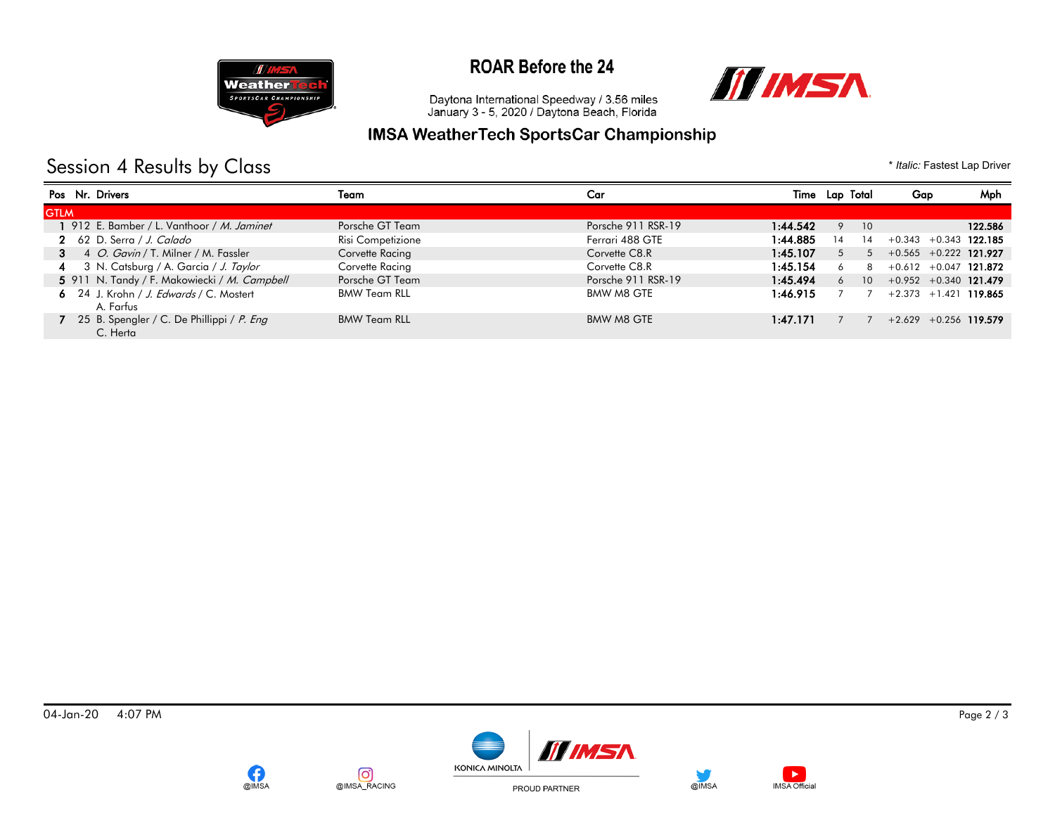# ROAR Before the 24

Daytona International Speedway / 3.56 miles
January 3 - 5, 2020 / Daytona Beach, Florida

## IMSA WeatherTech SportsCar Championship

## Session 4 Results by Class

\* *Italic:* Fastest Lap Driver

| Pos | Nr. | Drivers | Team | Car | Time | Lap | Total | Gap | | Mph |
|---|---|---|---|---|---|---|---|---|---|---|
| **GTLM** | | | | | | | | | | |
| 1 | 912 | E. Bamber / L. Vanthoor / *M. Jaminet* | Porsche GT Team | Porsche 911 RSR-19 | 1:44.542 | 9 | 10 | | | 122.586 |
| 2 | 62 | D. Serra / *J. Calado* | Risi Competizione | Ferrari 488 GTE | 1:44.885 | 14 | 14 | +0.343 | +0.343 | 122.185 |
| 3 | 4 | *O. Gavin* / T. Milner / M. Fassler | Corvette Racing | Corvette C8.R | 1:45.107 | 5 | 5 | +0.565 | +0.222 | 121.927 |
| 4 | 3 | N. Catsburg / A. Garcia / *J. Taylor* | Corvette Racing | Corvette C8.R | 1:45.154 | 6 | 8 | +0.612 | +0.047 | 121.872 |
| 5 | 911 | N. Tandy / F. Makowiecki / *M. Campbell* | Porsche GT Team | Porsche 911 RSR-19 | 1:45.494 | 6 | 10 | +0.952 | +0.340 | 121.479 |
| 6 | 24 | J. Krohn / *J. Edwards* / C. Mostert A. Farfus | BMW Team RLL | BMW M8 GTE | 1:46.915 | 7 | 7 | +2.373 | +1.421 | 119.865 |
| 7 | 25 | B. Spengler / C. De Phillippi / *P. Eng* C. Herta | BMW Team RLL | BMW M8 GTE | 1:47.171 | 7 | 7 | +2.629 | +0.256 | 119.579 |

04-Jan-20 4:07 PM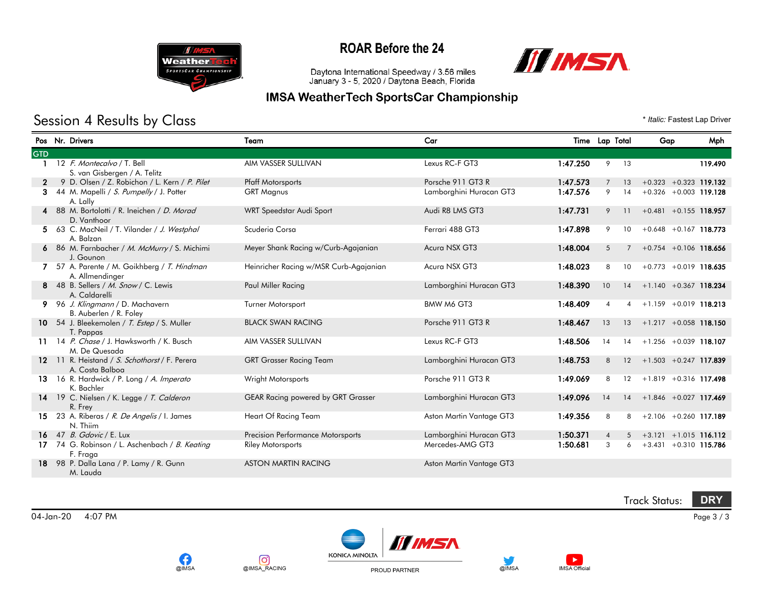# ROAR Before the 24

Daytona International Speedway / 3.56 miles
January 3 - 5, 2020 / Daytona Beach, Florida

## IMSA WeatherTech SportsCar Championship

## Session 4 Results by Class

\* *Italic:* Fastest Lap Driver

| Pos | Nr. | Drivers | Team | Car | Time | Lap | Total | Gap | | Mph |
|---|---|---|---|---|---|---|---|---|---|---|
| **GTD** | | | | | | | | | | |
| 1 | 12 | *F. Montecalvo* / T. Bell S. van Gisbergen / A. Telitz | AIM VASSER SULLIVAN | Lexus RC-F GT3 | 1:47.250 | 9 | 13 | | | 119.490 |
| 2 | 9 | D. Olsen / Z. Robichon / L. Kern / *P. Pilet* | Pfaff Motorsports | Porsche 911 GT3 R | 1:47.573 | 7 | 13 | +0.323 | +0.323 | 119.132 |
| 3 | 44 | M. Mapelli / *S. Pumpelly* / J. Potter A. Lally | GRT Magnus | Lamborghini Huracan GT3 | 1:47.576 | 9 | 14 | +0.326 | +0.003 | 119.128 |
| 4 | 88 | M. Bortolotti / R. Ineichen / *D. Morad* D. Vanthoor | WRT Speedstar Audi Sport | Audi R8 LMS GT3 | 1:47.731 | 9 | 11 | +0.481 | +0.155 | 118.957 |
| 5 | 63 | C. MacNeil / T. Vilander / *J. Westphal* A. Balzan | Scuderia Corsa | Ferrari 488 GT3 | 1:47.898 | 9 | 10 | +0.648 | +0.167 | 118.773 |
| 6 | 86 | M. Farnbacher / *M. McMurry* / S. Michimi J. Gounon | Meyer Shank Racing w/Curb-Agajanian | Acura NSX GT3 | 1:48.004 | 5 | 7 | +0.754 | +0.106 | 118.656 |
| 7 | 57 | A. Parente / M. Goikhberg / *T. Hindman* A. Allmendinger | Heinricher Racing w/MSR Curb-Agajanian | Acura NSX GT3 | 1:48.023 | 8 | 10 | +0.773 | +0.019 | 118.635 |
| 8 | 48 | B. Sellers / *M. Snow* / C. Lewis A. Caldarelli | Paul Miller Racing | Lamborghini Huracan GT3 | 1:48.390 | 10 | 14 | +1.140 | +0.367 | 118.234 |
| 9 | 96 | *J. Klingmann* / D. Machavern B. Auberlen / R. Foley | Turner Motorsport | BMW M6 GT3 | 1:48.409 | 4 | 4 | +1.159 | +0.019 | 118.213 |
| 10 | 54 | J. Bleekemolen / *T. Estep* / S. Muller T. Pappas | BLACK SWAN RACING | Porsche 911 GT3 R | 1:48.467 | 13 | 13 | +1.217 | +0.058 | 118.150 |
| 11 | 14 | *P. Chase* / J. Hawksworth / K. Busch M. De Quesada | AIM VASSER SULLIVAN | Lexus RC-F GT3 | 1:48.506 | 14 | 14 | +1.256 | +0.039 | 118.107 |
| 12 | 11 | R. Heistand / *S. Schothorst* / F. Perera A. Costa Balboa | GRT Grasser Racing Team | Lamborghini Huracan GT3 | 1:48.753 | 8 | 12 | +1.503 | +0.247 | 117.839 |
| 13 | 16 | R. Hardwick / P. Long / *A. Imperato* K. Bachler | Wright Motorsports | Porsche 911 GT3 R | 1:49.069 | 8 | 12 | +1.819 | +0.316 | 117.498 |
| 14 | 19 | C. Nielsen / K. Legge / *T. Calderon* R. Frey | GEAR Racing powered by GRT Grasser | Lamborghini Huracan GT3 | 1:49.096 | 14 | 14 | +1.846 | +0.027 | 117.469 |
| 15 | 23 | A. Riberas / *R. De Angelis* / I. James N. Thiim | Heart Of Racing Team | Aston Martin Vantage GT3 | 1:49.356 | 8 | 8 | +2.106 | +0.260 | 117.189 |
| 16 | 47 | *B. Gdovic* / E. Lux | Precision Performance Motorsports | Lamborghini Huracan GT3 | 1:50.371 | 4 | 5 | +3.121 | +1.015 | 116.112 |
| 17 | 74 | G. Robinson / L. Aschenbach / *B. Keating* F. Fraga | Riley Motorsports | Mercedes-AMG GT3 | 1:50.681 | 3 | 6 | +3.431 | +0.310 | 115.786 |
| 18 | 98 | P. Dalla Lana / P. Lamy / R. Gunn M. Lauda | ASTON MARTIN RACING | Aston Martin Vantage GT3 | | | | | | |

Track Status: **DRY**

04-Jan-20 4:07 PM

@IMSA @IMSA_RACING KONICA MINOLTA IMSA PROUD PARTNER @IMSA IMSA Official